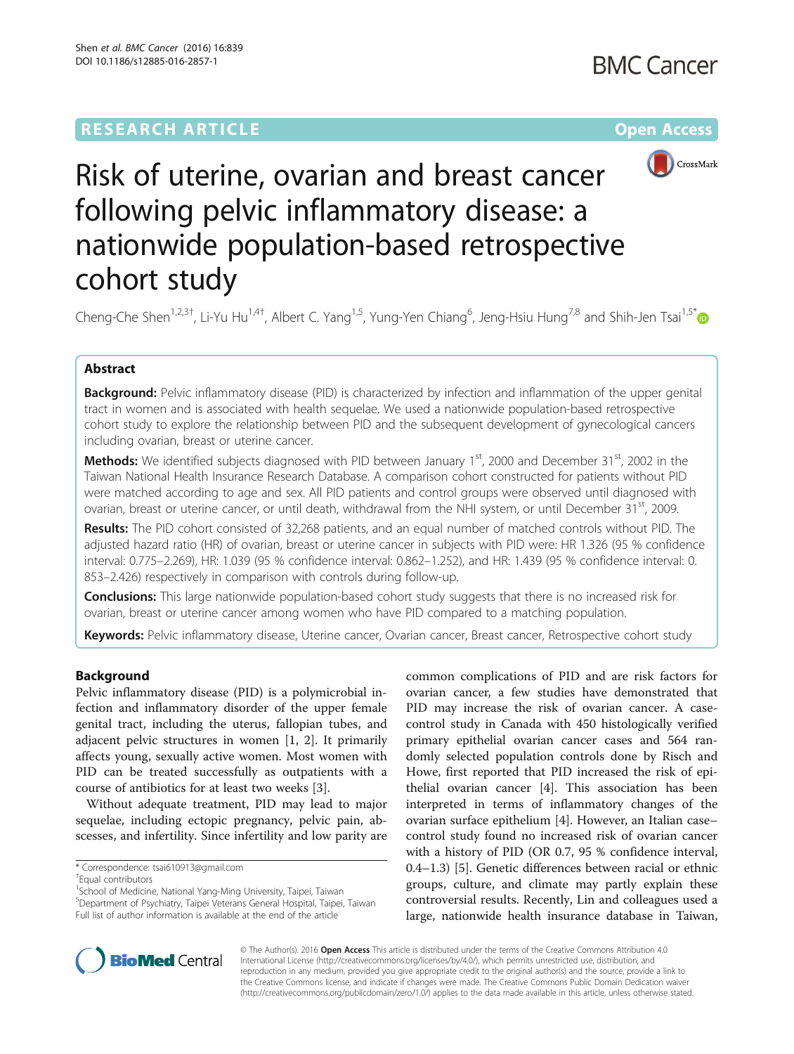RESEARCH ARTICLE

Open Access

# Risk of uterine, ovarian and breast cancer following pelvic inflammatory disease: a nationwide population-based retrospective cohort study

Cheng-Che Shen[1,2,3†], Li-Yu Hu[1,4†], Albert C. Yang[1,5], Yung-Yen Chiang[6], Jeng-Hsiu Hung[7,8] and Shih-Jen Tsai[1,5*]

## Abstract

**Background:** Pelvic inflammatory disease (PID) is characterized by infection and inflammation of the upper genital tract in women and is associated with health sequelae. We used a nationwide population-based retrospective cohort study to explore the relationship between PID and the subsequent development of gynecological cancers including ovarian, breast or uterine cancer.

**Methods:** We identified subjects diagnosed with PID between January 1[st], 2000 and December 31[st], 2002 in the Taiwan National Health Insurance Research Database. A comparison cohort constructed for patients without PID were matched according to age and sex. All PID patients and control groups were observed until diagnosed with ovarian, breast or uterine cancer, or until death, withdrawal from the NHI system, or until December 31[st], 2009.

**Results:** The PID cohort consisted of 32,268 patients, and an equal number of matched controls without PID. The adjusted hazard ratio (HR) of ovarian, breast or uterine cancer in subjects with PID were: HR 1.326 (95 % confidence interval: 0.775–2.269), HR: 1.039 (95 % confidence interval: 0.862–1.252), and HR: 1.439 (95 % confidence interval: 0. 853–2.426) respectively in comparison with controls during follow-up.

**Conclusions:** This large nationwide population-based cohort study suggests that there is no increased risk for ovarian, breast or uterine cancer among women who have PID compared to a matching population.

**Keywords:** Pelvic inflammatory disease, Uterine cancer, Ovarian cancer, Breast cancer, Retrospective cohort study

## Background

Pelvic inflammatory disease (PID) is a polymicrobial infection and inflammatory disorder of the upper female genital tract, including the uterus, fallopian tubes, and adjacent pelvic structures in women [1, 2]. It primarily affects young, sexually active women. Most women with PID can be treated successfully as outpatients with a course of antibiotics for at least two weeks [3].

Without adequate treatment, PID may lead to major sequelae, including ectopic pregnancy, pelvic pain, abscesses, and infertility. Since infertility and low parity are common complications of PID and are risk factors for ovarian cancer, a few studies have demonstrated that PID may increase the risk of ovarian cancer. A case-control study in Canada with 450 histologically verified primary epithelial ovarian cancer cases and 564 randomly selected population controls done by Risch and Howe, first reported that PID increased the risk of epithelial ovarian cancer [4]. This association has been interpreted in terms of inflammatory changes of the ovarian surface epithelium [4]. However, an Italian case–control study found no increased risk of ovarian cancer with a history of PID (OR 0.7, 95 % confidence interval, 0.4–1.3) [5]. Genetic differences between racial or ethnic groups, culture, and climate may partly explain these controversial results. Recently, Lin and colleagues used a large, nationwide health insurance database in Taiwan,

\* Correspondence: tsai610913@gmail.com
†Equal contributors
[1]School of Medicine, National Yang-Ming University, Taipei, Taiwan
[5]Department of Psychiatry, Taipei Veterans General Hospital, Taipei, Taiwan
Full list of author information is available at the end of the article

© The Author(s). 2016 **Open Access** This article is distributed under the terms of the Creative Commons Attribution 4.0 International License (http://creativecommons.org/licenses/by/4.0/), which permits unrestricted use, distribution, and reproduction in any medium, provided you give appropriate credit to the original author(s) and the source, provide a link to the Creative Commons license, and indicate if changes were made. The Creative Commons Public Domain Dedication waiver (http://creativecommons.org/publicdomain/zero/1.0/) applies to the data made available in this article, unless otherwise stated.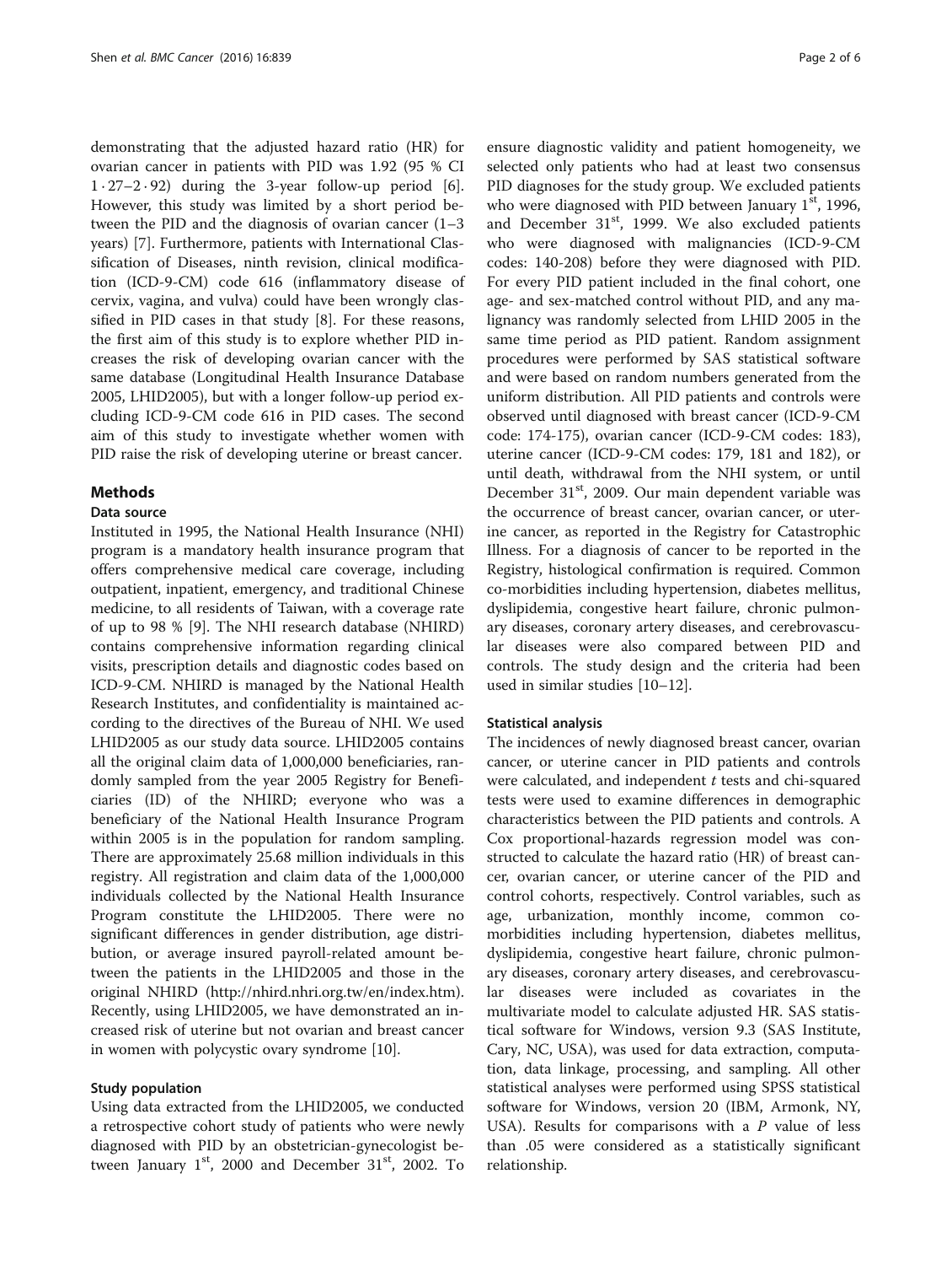demonstrating that the adjusted hazard ratio (HR) for ovarian cancer in patients with PID was 1.92 (95 % CI 1·27–2·92) during the 3-year follow-up period [6]. However, this study was limited by a short period between the PID and the diagnosis of ovarian cancer (1–3 years) [7]. Furthermore, patients with International Classification of Diseases, ninth revision, clinical modification (ICD-9-CM) code 616 (inflammatory disease of cervix, vagina, and vulva) could have been wrongly classified in PID cases in that study [8]. For these reasons, the first aim of this study is to explore whether PID increases the risk of developing ovarian cancer with the same database (Longitudinal Health Insurance Database 2005, LHID2005), but with a longer follow-up period excluding ICD-9-CM code 616 in PID cases. The second aim of this study to investigate whether women with PID raise the risk of developing uterine or breast cancer.

## Methods

### Data source

Instituted in 1995, the National Health Insurance (NHI) program is a mandatory health insurance program that offers comprehensive medical care coverage, including outpatient, inpatient, emergency, and traditional Chinese medicine, to all residents of Taiwan, with a coverage rate of up to 98 % [9]. The NHI research database (NHIRD) contains comprehensive information regarding clinical visits, prescription details and diagnostic codes based on ICD-9-CM. NHIRD is managed by the National Health Research Institutes, and confidentiality is maintained according to the directives of the Bureau of NHI. We used LHID2005 as our study data source. LHID2005 contains all the original claim data of 1,000,000 beneficiaries, randomly sampled from the year 2005 Registry for Beneficiaries (ID) of the NHIRD; everyone who was a beneficiary of the National Health Insurance Program within 2005 is in the population for random sampling. There are approximately 25.68 million individuals in this registry. All registration and claim data of the 1,000,000 individuals collected by the National Health Insurance Program constitute the LHID2005. There were no significant differences in gender distribution, age distribution, or average insured payroll-related amount between the patients in the LHID2005 and those in the original NHIRD (http://nhird.nhri.org.tw/en/index.htm). Recently, using LHID2005, we have demonstrated an increased risk of uterine but not ovarian and breast cancer in women with polycystic ovary syndrome [10].

### Study population

Using data extracted from the LHID2005, we conducted a retrospective cohort study of patients who were newly diagnosed with PID by an obstetrician-gynecologist between January 1st, 2000 and December 31st, 2002. To ensure diagnostic validity and patient homogeneity, we selected only patients who had at least two consensus PID diagnoses for the study group. We excluded patients who were diagnosed with PID between January 1st, 1996, and December 31st, 1999. We also excluded patients who were diagnosed with malignancies (ICD-9-CM codes: 140-208) before they were diagnosed with PID. For every PID patient included in the final cohort, one age- and sex-matched control without PID, and any malignancy was randomly selected from LHID 2005 in the same time period as PID patient. Random assignment procedures were performed by SAS statistical software and were based on random numbers generated from the uniform distribution. All PID patients and controls were observed until diagnosed with breast cancer (ICD-9-CM code: 174-175), ovarian cancer (ICD-9-CM codes: 183), uterine cancer (ICD-9-CM codes: 179, 181 and 182), or until death, withdrawal from the NHI system, or until December 31st, 2009. Our main dependent variable was the occurrence of breast cancer, ovarian cancer, or uterine cancer, as reported in the Registry for Catastrophic Illness. For a diagnosis of cancer to be reported in the Registry, histological confirmation is required. Common co-morbidities including hypertension, diabetes mellitus, dyslipidemia, congestive heart failure, chronic pulmonary diseases, coronary artery diseases, and cerebrovascular diseases were also compared between PID and controls. The study design and the criteria had been used in similar studies [10–12].

### Statistical analysis

The incidences of newly diagnosed breast cancer, ovarian cancer, or uterine cancer in PID patients and controls were calculated, and independent *t* tests and chi-squared tests were used to examine differences in demographic characteristics between the PID patients and controls. A Cox proportional-hazards regression model was constructed to calculate the hazard ratio (HR) of breast cancer, ovarian cancer, or uterine cancer of the PID and control cohorts, respectively. Control variables, such as age, urbanization, monthly income, common co-morbidities including hypertension, diabetes mellitus, dyslipidemia, congestive heart failure, chronic pulmonary diseases, coronary artery diseases, and cerebrovascular diseases were included as covariates in the multivariate model to calculate adjusted HR. SAS statistical software for Windows, version 9.3 (SAS Institute, Cary, NC, USA), was used for data extraction, computation, data linkage, processing, and sampling. All other statistical analyses were performed using SPSS statistical software for Windows, version 20 (IBM, Armonk, NY, USA). Results for comparisons with a $P$ value of less than .05 were considered as a statistically significant relationship.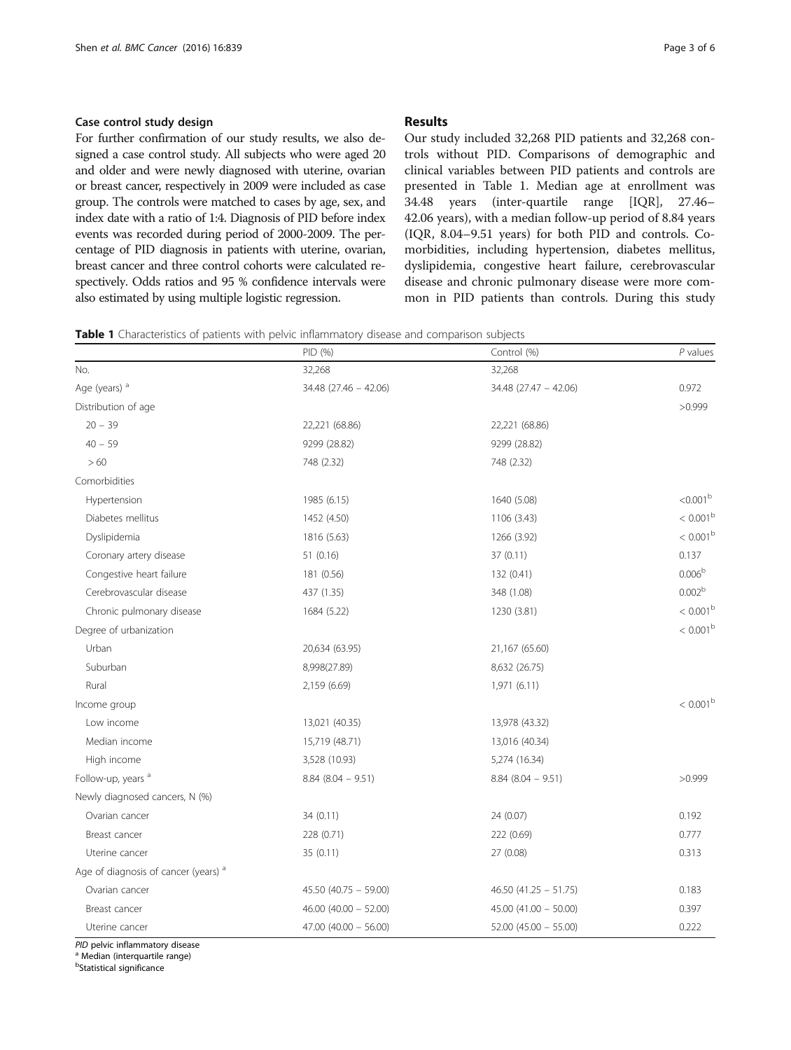### Case control study design

For further confirmation of our study results, we also designed a case control study. All subjects who were aged 20 and older and were newly diagnosed with uterine, ovarian or breast cancer, respectively in 2009 were included as case group. The controls were matched to cases by age, sex, and index date with a ratio of 1:4. Diagnosis of PID before index events was recorded during period of 2000-2009. The percentage of PID diagnosis in patients with uterine, ovarian, breast cancer and three control cohorts were calculated respectively. Odds ratios and 95 % confidence intervals were also estimated by using multiple logistic regression.

## Results

Our study included 32,268 PID patients and 32,268 controls without PID. Comparisons of demographic and clinical variables between PID patients and controls are presented in Table 1. Median age at enrollment was 34.48 years (inter-quartile range [IQR], 27.46–42.06 years), with a median follow-up period of 8.84 years (IQR, 8.04–9.51 years) for both PID and controls. Comorbidities, including hypertension, diabetes mellitus, dyslipidemia, congestive heart failure, cerebrovascular disease and chronic pulmonary disease were more common in PID patients than controls. During this study

**Table 1** Characteristics of patients with pelvic inflammatory disease and comparison subjects

| | PID (%) | Control (%) | *P* values |
|---|---|---|---|
| No. | 32,268 | 32,268 | |
| Age (years) [a] | 34.48 (27.46 – 42.06) | 34.48 (27.47 – 42.06) | 0.972 |
| Distribution of age | | | >0.999 |
| 20 – 39 | 22,221 (68.86) | 22,221 (68.86) | |
| 40 – 59 | 9299 (28.82) | 9299 (28.82) | |
| > 60 | 748 (2.32) | 748 (2.32) | |
| Comorbidities | | | |
| Hypertension | 1985 (6.15) | 1640 (5.08) | <0.001[b] |
| Diabetes mellitus | 1452 (4.50) | 1106 (3.43) | < 0.001[b] |
| Dyslipidemia | 1816 (5.63) | 1266 (3.92) | < 0.001[b] |
| Coronary artery disease | 51 (0.16) | 37 (0.11) | 0.137 |
| Congestive heart failure | 181 (0.56) | 132 (0.41) | 0.006[b] |
| Cerebrovascular disease | 437 (1.35) | 348 (1.08) | 0.002[b] |
| Chronic pulmonary disease | 1684 (5.22) | 1230 (3.81) | < 0.001[b] |
| Degree of urbanization | | | < 0.001[b] |
| Urban | 20,634 (63.95) | 21,167 (65.60) | |
| Suburban | 8,998(27.89) | 8,632 (26.75) | |
| Rural | 2,159 (6.69) | 1,971 (6.11) | |
| Income group | | | < 0.001[b] |
| Low income | 13,021 (40.35) | 13,978 (43.32) | |
| Median income | 15,719 (48.71) | 13,016 (40.34) | |
| High income | 3,528 (10.93) | 5,274 (16.34) | |
| Follow-up, years [a] | 8.84 (8.04 – 9.51) | 8.84 (8.04 – 9.51) | >0.999 |
| Newly diagnosed cancers, N (%) | | | |
| Ovarian cancer | 34 (0.11) | 24 (0.07) | 0.192 |
| Breast cancer | 228 (0.71) | 222 (0.69) | 0.777 |
| Uterine cancer | 35 (0.11) | 27 (0.08) | 0.313 |
| Age of diagnosis of cancer (years) [a] | | | |
| Ovarian cancer | 45.50 (40.75 – 59.00) | 46.50 (41.25 – 51.75) | 0.183 |
| Breast cancer | 46.00 (40.00 – 52.00) | 45.00 (41.00 – 50.00) | 0.397 |
| Uterine cancer | 47.00 (40.00 – 56.00) | 52.00 (45.00 – 55.00) | 0.222 |

*PID* pelvic inflammatory disease
[a] Median (interquartile range)
[b] Statistical significance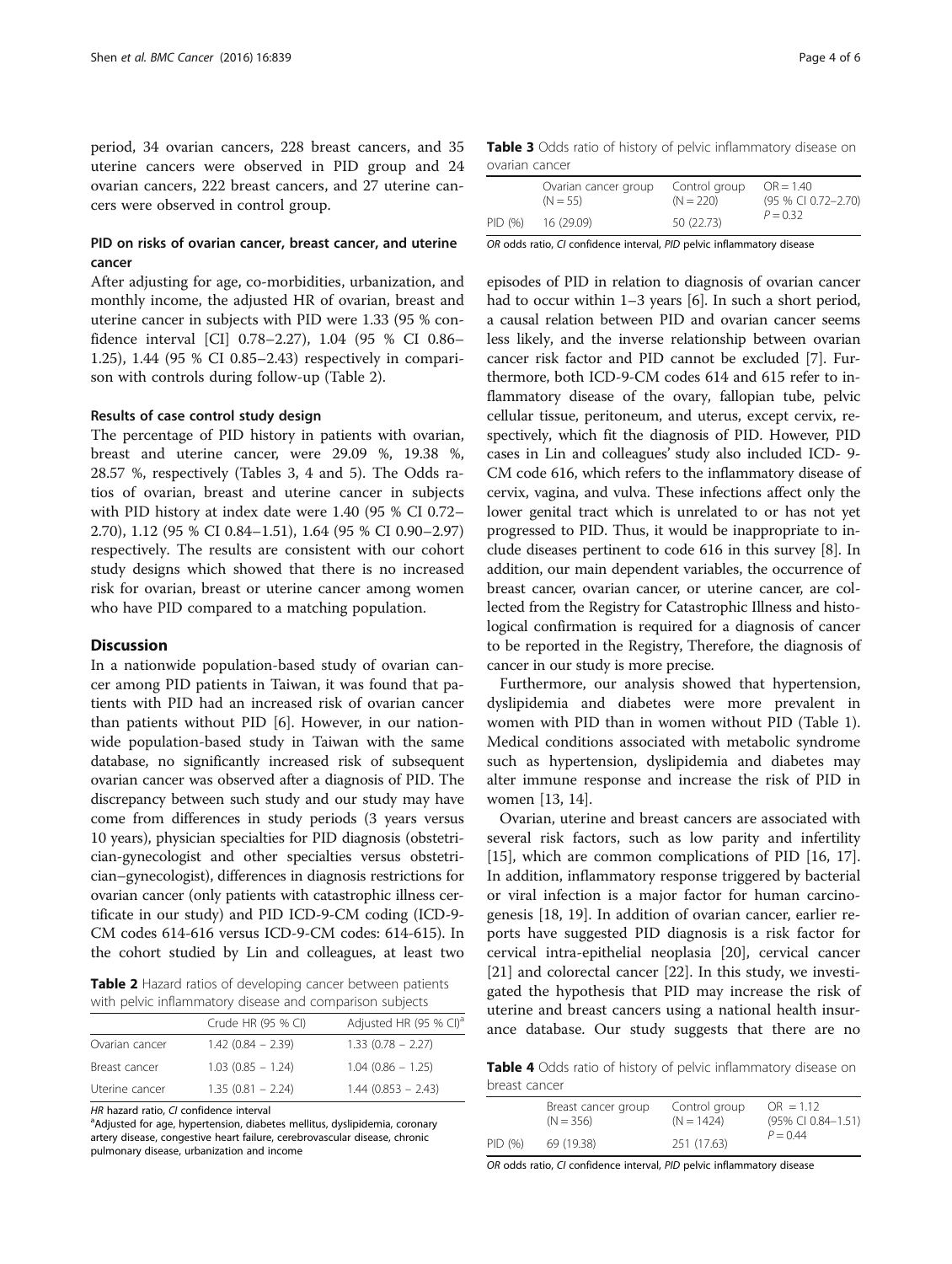period, 34 ovarian cancers, 228 breast cancers, and 35 uterine cancers were observed in PID group and 24 ovarian cancers, 222 breast cancers, and 27 uterine cancers were observed in control group.

### PID on risks of ovarian cancer, breast cancer, and uterine cancer

After adjusting for age, co-morbidities, urbanization, and monthly income, the adjusted HR of ovarian, breast and uterine cancer in subjects with PID were 1.33 (95 % confidence interval [CI] 0.78–2.27), 1.04 (95 % CI 0.86–1.25), 1.44 (95 % CI 0.85–2.43) respectively in comparison with controls during follow-up (Table 2).

#### Results of case control study design

The percentage of PID history in patients with ovarian, breast and uterine cancer, were 29.09 %, 19.38 %, 28.57 %, respectively (Tables 3, 4 and 5). The Odds ratios of ovarian, breast and uterine cancer in subjects with PID history at index date were 1.40 (95 % CI 0.72–2.70), 1.12 (95 % CI 0.84–1.51), 1.64 (95 % CI 0.90–2.97) respectively. The results are consistent with our cohort study designs which showed that there is no increased risk for ovarian, breast or uterine cancer among women who have PID compared to a matching population.

## Discussion

In a nationwide population-based study of ovarian cancer among PID patients in Taiwan, it was found that patients with PID had an increased risk of ovarian cancer than patients without PID [6]. However, in our nationwide population-based study in Taiwan with the same database, no significantly increased risk of subsequent ovarian cancer was observed after a diagnosis of PID. The discrepancy between such study and our study may have come from differences in study periods (3 years versus 10 years), physician specialties for PID diagnosis (obstetrician-gynecologist and other specialties versus obstetrician–gynecologist), differences in diagnosis restrictions for ovarian cancer (only patients with catastrophic illness certificate in our study) and PID ICD-9-CM coding (ICD-9-CM codes 614-616 versus ICD-9-CM codes: 614-615). In the cohort studied by Lin and colleagues, at least two episodes of PID in relation to diagnosis of ovarian cancer had to occur within 1–3 years [6]. In such a short period, a causal relation between PID and ovarian cancer seems less likely, and the inverse relationship between ovarian cancer risk factor and PID cannot be excluded [7]. Furthermore, both ICD-9-CM codes 614 and 615 refer to inflammatory disease of the ovary, fallopian tube, pelvic cellular tissue, peritoneum, and uterus, except cervix, respectively, which fit the diagnosis of PID. However, PID cases in Lin and colleagues' study also included ICD- 9-CM code 616, which refers to the inflammatory disease of cervix, vagina, and vulva. These infections affect only the lower genital tract which is unrelated to or has not yet progressed to PID. Thus, it would be inappropriate to include diseases pertinent to code 616 in this survey [8]. In addition, our main dependent variables, the occurrence of breast cancer, ovarian cancer, or uterine cancer, are collected from the Registry for Catastrophic Illness and histological confirmation is required for a diagnosis of cancer to be reported in the Registry, Therefore, the diagnosis of cancer in our study is more precise.

Furthermore, our analysis showed that hypertension, dyslipidemia and diabetes were more prevalent in women with PID than in women without PID (Table 1). Medical conditions associated with metabolic syndrome such as hypertension, dyslipidemia and diabetes may alter immune response and increase the risk of PID in women [13, 14].

Ovarian, uterine and breast cancers are associated with several risk factors, such as low parity and infertility [15], which are common complications of PID [16, 17]. In addition, inflammatory response triggered by bacterial or viral infection is a major factor for human carcinogenesis [18, 19]. In addition of ovarian cancer, earlier reports have suggested PID diagnosis is a risk factor for cervical intra-epithelial neoplasia [20], cervical cancer [21] and colorectal cancer [22]. In this study, we investigated the hypothesis that PID may increase the risk of uterine and breast cancers using a national health insurance database. Our study suggests that there are no

**Table 2** Hazard ratios of developing cancer between patients with pelvic inflammatory disease and comparison subjects

| | Crude HR (95 % CI) | Adjusted HR (95 % CI)[a] |
|---|---|---|
| Ovarian cancer | 1.42 (0.84 – 2.39) | 1.33 (0.78 – 2.27) |
| Breast cancer | 1.03 (0.85 – 1.24) | 1.04 (0.86 – 1.25) |
| Uterine cancer | 1.35 (0.81 – 2.24) | 1.44 (0.853 – 2.43) |

*HR* hazard ratio, *CI* confidence interval
[a]Adjusted for age, hypertension, diabetes mellitus, dyslipidemia, coronary artery disease, congestive heart failure, cerebrovascular disease, chronic pulmonary disease, urbanization and income

**Table 3** Odds ratio of history of pelvic inflammatory disease on ovarian cancer

| | Ovarian cancer group (N = 55) | Control group (N = 220) | OR = 1.40 (95 % CI 0.72–2.70) P = 0.32 |
|---|---|---|---|
| PID (%) | 16 (29.09) | 50 (22.73) | |

*OR* odds ratio, *CI* confidence interval, *PID* pelvic inflammatory disease

**Table 4** Odds ratio of history of pelvic inflammatory disease on breast cancer

| | Breast cancer group (N = 356) | Control group (N = 1424) | OR = 1.12 (95% CI 0.84–1.51) P = 0.44 |
|---|---|---|---|
| PID (%) | 69 (19.38) | 251 (17.63) | |

*OR* odds ratio, *CI* confidence interval, *PID* pelvic inflammatory disease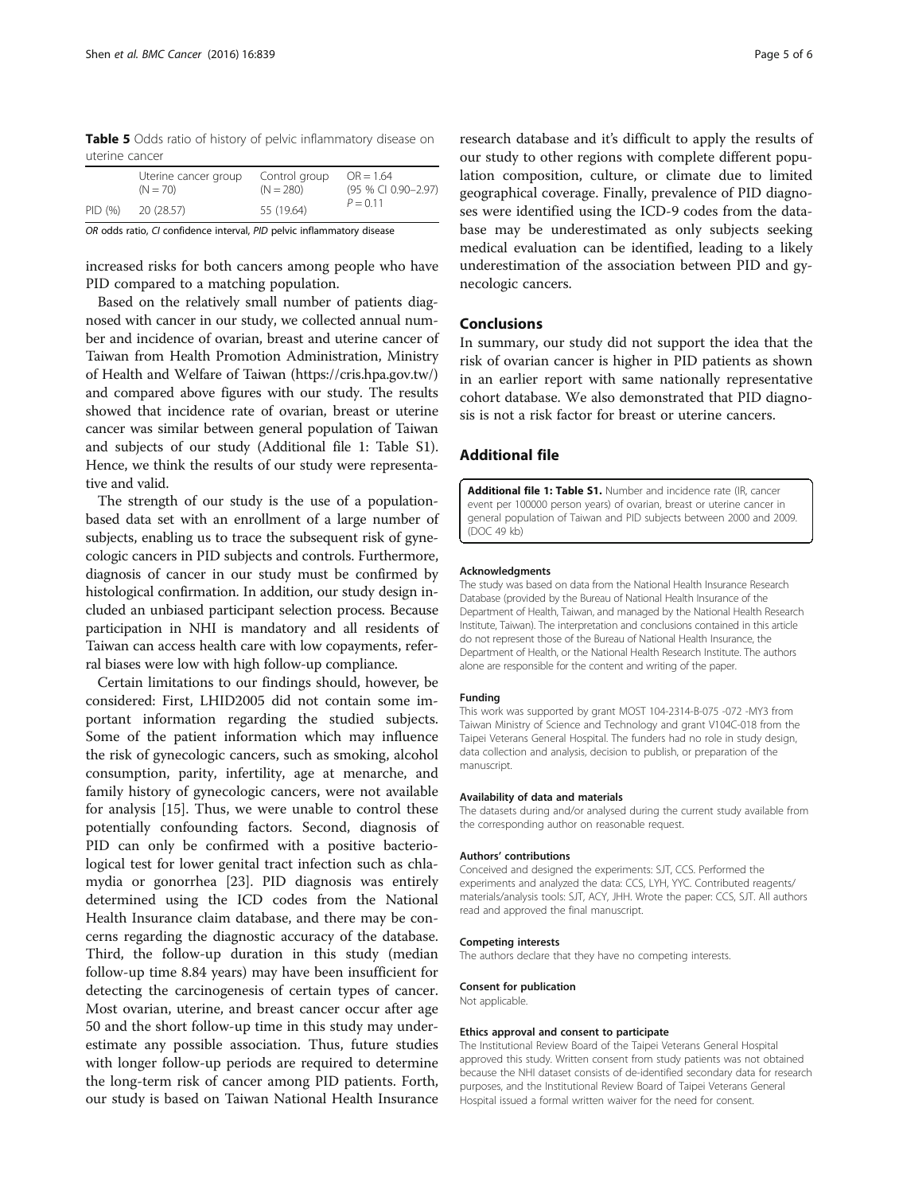**Table 5** Odds ratio of history of pelvic inflammatory disease on uterine cancer

| | Uterine cancer group (N = 70) | Control group (N = 280) | OR = 1.64 (95 % CI 0.90–2.97) $P = 0.11$ |
|---|---|---|---|
| PID (%) | 20 (28.57) | 55 (19.64) | |

*OR* odds ratio, *CI* confidence interval, *PID* pelvic inflammatory disease

increased risks for both cancers among people who have PID compared to a matching population.

Based on the relatively small number of patients diagnosed with cancer in our study, we collected annual number and incidence of ovarian, breast and uterine cancer of Taiwan from Health Promotion Administration, Ministry of Health and Welfare of Taiwan (https://cris.hpa.gov.tw/) and compared above figures with our study. The results showed that incidence rate of ovarian, breast or uterine cancer was similar between general population of Taiwan and subjects of our study (Additional file 1: Table S1). Hence, we think the results of our study were representative and valid.

The strength of our study is the use of a population-based data set with an enrollment of a large number of subjects, enabling us to trace the subsequent risk of gynecologic cancers in PID subjects and controls. Furthermore, diagnosis of cancer in our study must be confirmed by histological confirmation. In addition, our study design included an unbiased participant selection process. Because participation in NHI is mandatory and all residents of Taiwan can access health care with low copayments, referral biases were low with high follow-up compliance.

Certain limitations to our findings should, however, be considered: First, LHID2005 did not contain some important information regarding the studied subjects. Some of the patient information which may influence the risk of gynecologic cancers, such as smoking, alcohol consumption, parity, infertility, age at menarche, and family history of gynecologic cancers, were not available for analysis [15]. Thus, we were unable to control these potentially confounding factors. Second, diagnosis of PID can only be confirmed with a positive bacteriological test for lower genital tract infection such as chlamydia or gonorrhea [23]. PID diagnosis was entirely determined using the ICD codes from the National Health Insurance claim database, and there may be concerns regarding the diagnostic accuracy of the database. Third, the follow-up duration in this study (median follow-up time 8.84 years) may have been insufficient for detecting the carcinogenesis of certain types of cancer. Most ovarian, uterine, and breast cancer occur after age 50 and the short follow-up time in this study may underestimate any possible association. Thus, future studies with longer follow-up periods are required to determine the long-term risk of cancer among PID patients. Forth, our study is based on Taiwan National Health Insurance research database and it's difficult to apply the results of our study to other regions with complete different population composition, culture, or climate due to limited geographical coverage. Finally, prevalence of PID diagnoses were identified using the ICD-9 codes from the database may be underestimated as only subjects seeking medical evaluation can be identified, leading to a likely underestimation of the association between PID and gynecologic cancers.

## Conclusions

In summary, our study did not support the idea that the risk of ovarian cancer is higher in PID patients as shown in an earlier report with same nationally representative cohort database. We also demonstrated that PID diagnosis is not a risk factor for breast or uterine cancers.

## Additional file

**Additional file 1: Table S1.** Number and incidence rate (IR, cancer event per 100000 person years) of ovarian, breast or uterine cancer in general population of Taiwan and PID subjects between 2000 and 2009. (DOC 49 kb)

#### Acknowledgments

The study was based on data from the National Health Insurance Research Database (provided by the Bureau of National Health Insurance of the Department of Health, Taiwan, and managed by the National Health Research Institute, Taiwan). The interpretation and conclusions contained in this article do not represent those of the Bureau of National Health Insurance, the Department of Health, or the National Health Research Institute. The authors alone are responsible for the content and writing of the paper.

#### Funding

This work was supported by grant MOST 104-2314-B-075 -072 -MY3 from Taiwan Ministry of Science and Technology and grant V104C-018 from the Taipei Veterans General Hospital. The funders had no role in study design, data collection and analysis, decision to publish, or preparation of the manuscript.

#### Availability of data and materials

The datasets during and/or analysed during the current study available from the corresponding author on reasonable request.

#### Authors' contributions

Conceived and designed the experiments: SJT, CCS. Performed the experiments and analyzed the data: CCS, LYH, YYC. Contributed reagents/materials/analysis tools: SJT, ACY, JHH. Wrote the paper: CCS, SJT. All authors read and approved the final manuscript.

#### Competing interests

The authors declare that they have no competing interests.

#### Consent for publication

Not applicable.

#### Ethics approval and consent to participate

The Institutional Review Board of the Taipei Veterans General Hospital approved this study. Written consent from study patients was not obtained because the NHI dataset consists of de-identified secondary data for research purposes, and the Institutional Review Board of Taipei Veterans General Hospital issued a formal written waiver for the need for consent.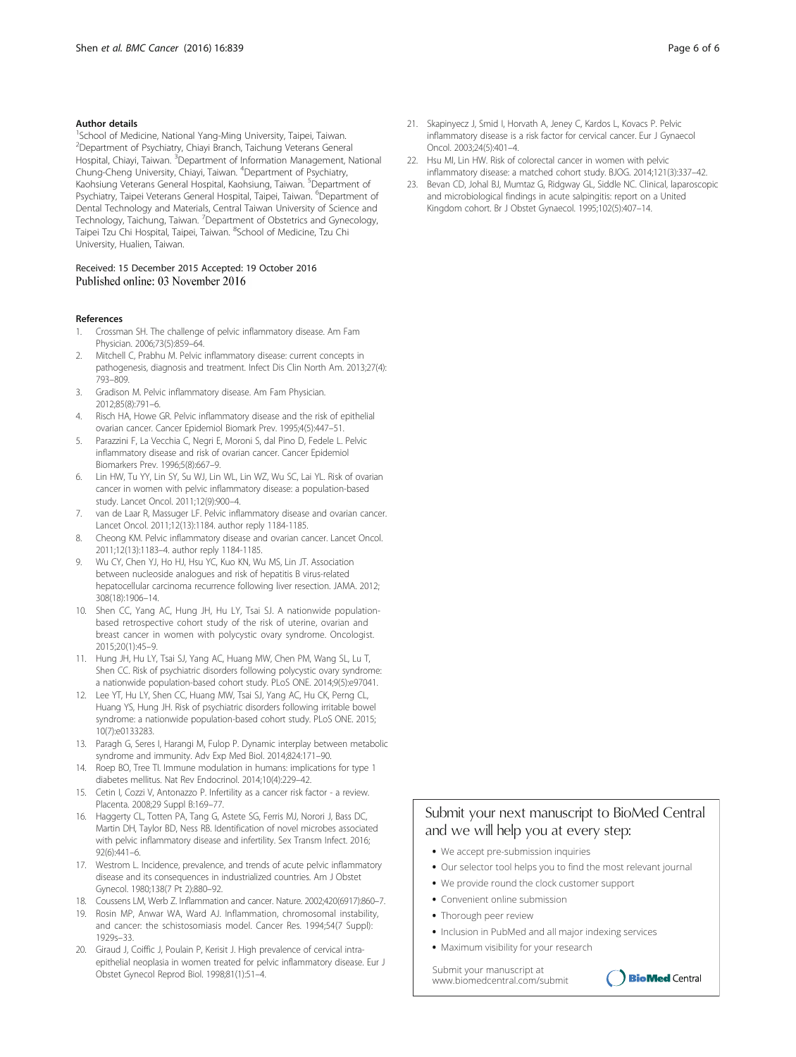#### Author details

[1]School of Medicine, National Yang-Ming University, Taipei, Taiwan. [2]Department of Psychiatry, Chiayi Branch, Taichung Veterans General Hospital, Chiayi, Taiwan. [3]Department of Information Management, National Chung-Cheng University, Chiayi, Taiwan. [4]Department of Psychiatry, Kaohsiung Veterans General Hospital, Kaohsiung, Taiwan. [5]Department of Psychiatry, Taipei Veterans General Hospital, Taipei, Taiwan. [6]Department of Dental Technology and Materials, Central Taiwan University of Science and Technology, Taichung, Taiwan. [7]Department of Obstetrics and Gynecology, Taipei Tzu Chi Hospital, Taipei, Taiwan. [8]School of Medicine, Tzu Chi University, Hualien, Taiwan.

Received: 15 December 2015 Accepted: 19 October 2016
Published online: 03 November 2016

#### References

1. Crossman SH. The challenge of pelvic inflammatory disease. Am Fam Physician. 2006;73(5):859–64.
2. Mitchell C, Prabhu M. Pelvic inflammatory disease: current concepts in pathogenesis, diagnosis and treatment. Infect Dis Clin North Am. 2013;27(4): 793–809.
3. Gradison M. Pelvic inflammatory disease. Am Fam Physician. 2012;85(8):791–6.
4. Risch HA, Howe GR. Pelvic inflammatory disease and the risk of epithelial ovarian cancer. Cancer Epidemiol Biomark Prev. 1995;4(5):447–51.
5. Parazzini F, La Vecchia C, Negri E, Moroni S, dal Pino D, Fedele L. Pelvic inflammatory disease and risk of ovarian cancer. Cancer Epidemiol Biomarkers Prev. 1996;5(8):667–9.
6. Lin HW, Tu YY, Lin SY, Su WJ, Lin WL, Lin WZ, Wu SC, Lai YL. Risk of ovarian cancer in women with pelvic inflammatory disease: a population-based study. Lancet Oncol. 2011;12(9):900–4.
7. van de Laar R, Massuger LF. Pelvic inflammatory disease and ovarian cancer. Lancet Oncol. 2011;12(13):1184. author reply 1184-1185.
8. Cheong KM. Pelvic inflammatory disease and ovarian cancer. Lancet Oncol. 2011;12(13):1183–4. author reply 1184-1185.
9. Wu CY, Chen YJ, Ho HJ, Hsu YC, Kuo KN, Wu MS, Lin JT. Association between nucleoside analogues and risk of hepatitis B virus-related hepatocellular carcinoma recurrence following liver resection. JAMA. 2012; 308(18):1906–14.
10. Shen CC, Yang AC, Hung JH, Hu LY, Tsai SJ. A nationwide population-based retrospective cohort study of the risk of uterine, ovarian and breast cancer in women with polycystic ovary syndrome. Oncologist. 2015;20(1):45–9.
11. Hung JH, Hu LY, Tsai SJ, Yang AC, Huang MW, Chen PM, Wang SL, Lu T, Shen CC. Risk of psychiatric disorders following polycystic ovary syndrome: a nationwide population-based cohort study. PLoS ONE. 2014;9(5):e97041.
12. Lee YT, Hu LY, Shen CC, Huang MW, Tsai SJ, Yang AC, Hu CK, Perng CL, Huang YS, Hung JH. Risk of psychiatric disorders following irritable bowel syndrome: a nationwide population-based cohort study. PLoS ONE. 2015; 10(7):e0133283.
13. Paragh G, Seres I, Harangi M, Fulop P. Dynamic interplay between metabolic syndrome and immunity. Adv Exp Med Biol. 2014;824:171–90.
14. Roep BO, Tree TI. Immune modulation in humans: implications for type 1 diabetes mellitus. Nat Rev Endocrinol. 2014;10(4):229–42.
15. Cetin I, Cozzi V, Antonazzo P. Infertility as a cancer risk factor - a review. Placenta. 2008;29 Suppl B:169–77.
16. Haggerty CL, Totten PA, Tang G, Astete SG, Ferris MJ, Norori J, Bass DC, Martin DH, Taylor BD, Ness RB. Identification of novel microbes associated with pelvic inflammatory disease and infertility. Sex Transm Infect. 2016; 92(6):441–6.
17. Westrom L. Incidence, prevalence, and trends of acute pelvic inflammatory disease and its consequences in industrialized countries. Am J Obstet Gynecol. 1980;138(7 Pt 2):880–92.
18. Coussens LM, Werb Z. Inflammation and cancer. Nature. 2002;420(6917):860–7.
19. Rosin MP, Anwar WA, Ward AJ. Inflammation, chromosomal instability, and cancer: the schistosomiasis model. Cancer Res. 1994;54(7 Suppl): 1929s–33.
20. Giraud J, Coiffic J, Poulain P, Kerisit J. High prevalence of cervical intra-epithelial neoplasia in women treated for pelvic inflammatory disease. Eur J Obstet Gynecol Reprod Biol. 1998;81(1):51–4.
21. Skapinyecz J, Smid I, Horvath A, Jeney C, Kardos L, Kovacs P. Pelvic inflammatory disease is a risk factor for cervical cancer. Eur J Gynaecol Oncol. 2003;24(5):401–4.
22. Hsu MI, Lin HW. Risk of colorectal cancer in women with pelvic inflammatory disease: a matched cohort study. BJOG. 2014;121(3):337–42.
23. Bevan CD, Johal BJ, Mumtaz G, Ridgway GL, Siddle NC. Clinical, laparoscopic and microbiological findings in acute salpingitis: report on a United Kingdom cohort. Br J Obstet Gynaecol. 1995;102(5):407–14.

Submit your next manuscript to BioMed Central and we will help you at every step:

- We accept pre-submission inquiries
- Our selector tool helps you to find the most relevant journal
- We provide round the clock customer support
- Convenient online submission
- Thorough peer review
- Inclusion in PubMed and all major indexing services
- Maximum visibility for your research

Submit your manuscript at
www.biomedcentral.com/submit

BioMed Central